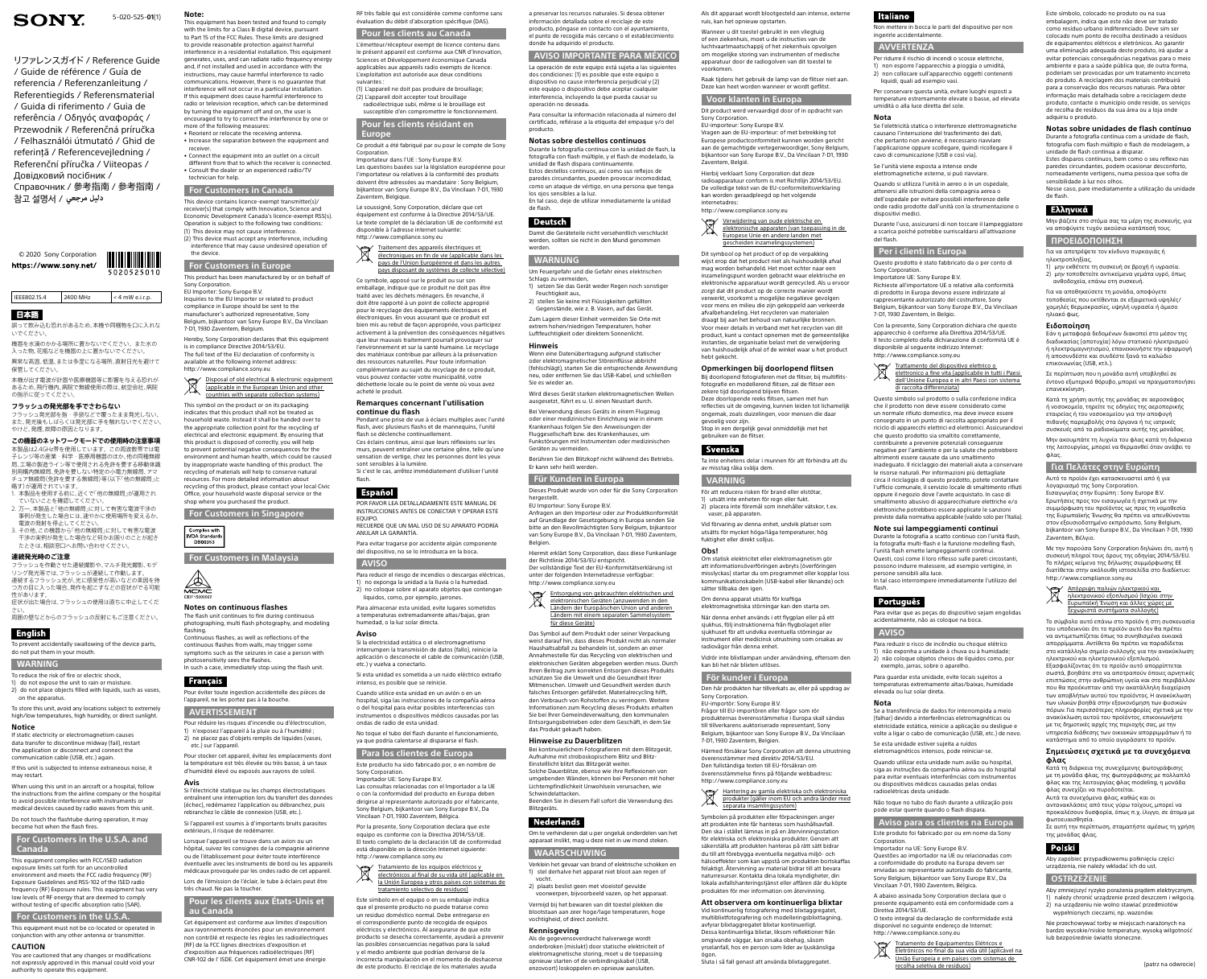SONY

5-020-525-**01**(1)

リファレンスガイド / Reference Guide / Guide de référence / Guía de referencia / Referenzanleitung / Referentiegids / Referensmaterial / Guida di riferimento / Guia de referência / Οδηγός αναφοράς / Przewodnik / Referenčná príručka / Felhasználói útmutató / Ghid de referință / Referencevejledning / Referenční příručka / Viiteopas / Довідковий посібник / Справочник / 参考指南 / 参考指南 / 참고 설명서 / دليل مرجعي

© 2020 Sony Corporation

**https://www.sony.net/**

5020525010

| IEEE802.15.4 | 2400 MHz | < 4 mW e.i.r.p. |
|---|---|---|

## 日本語

誤って飲み込む恐れがあるため、本機や同梱物を口に入れないでください。

機器を水滴のかかる場所に置かないでください。また水の入った物、花瓶などを機器の上に置かないでください。

異常な高温、低温、または多湿となる場所、直射日光を避けて保管してください。

本機が出す電波が計器や医療機器等に影響を与える恐れがあるため、飛行機内、病院で無線使用の際は、航空会社、病院の指示に従ってください。

### フラッシュの発光部を手でさわらない

フラッシュ発光部を指・手袋などで覆ったまま発光しないでください。発光後もしばらくは発光部に手を触れないでください。やけど、発煙、故障の原因となります。

### この機器の2.4GHz帯周波数使用の注意事項

本製品は2.4GHz帯を使用しています。この周波数帯では電子レンジ等の産業・科学・医療用機器のほか、他の同種無線局、工場の製造ライン等で使用される免許を要する移動体識別用構内無線局、免許を要しない特定の小電力無線局、アマチュア無線局(免許を要する無線局)等(以下「他の無線局」と略す)が運用されています。

1. 本製品を使用する前に、近くで「他の無線局」が運用されていないことを確認してください。
2. 万一、本製品と「他の無線局」に対して有害な電波干渉の事例が発生した場合には、速やかに使用場所を変えるか、電波の発射を停止してください。
3. その他、この機器から「他の無線局」に対して有害な電波干渉の事例が発生した場合など何かお困りのことが起きたときは、相談窓口へお問い合わせください。

### 連続発光時のご注意

フラッシュを作動させた連続撮影や、マルチ発光撮影、モデリング発光等では、フラッシュが連続して作動します。連続するフラッシュ光が、光に感受性が高い人などの素因を持つ方の目に入った場合、発作を起こすなどの症状がでる可能性があります。
症状が出た場合は、フラッシュの使用は直ちに中止してください。
周囲の壁などからのフラッシュの反射にもご注意ください。

## English

To prevent accidentally swallowing of the device parts, do not put them in your mouth.

### WARNING

To reduce the risk of fire or electric shock,
1) do not expose the unit to rain or moisture.
2) do not place objects filled with liquids, such as vases, on the apparatus.

To store this unit, avoid any locations subject to extremely high/low temperatures, high humidity, or direct sunlight.

### Notice

If static electricity or electromagnetism causes data transfer to discontinue midway (fail), restart the application or disconnect and connect the communication cable (USB, etc.) again.

If this unit is subject to intense extraneous noise, it may restart.

When using this unit in an aircraft or a hospital, follow the instructions from the airline company or the hospital to avoid possible interference with instruments or medical devices caused by radio waves from this unit.

Do not touch the flashtube during operation, it may become hot when the flash fires.

### For Customers in the U.S.A. and Canada

This equipment complies with FCC/ISED radiation exposure limits set forth for an uncontrolled environment and meets the FCC radio frequency (RF) Exposure Guidelines and RSS-102 of the ISED radio frequency (RF) Exposure rules. This equipment has very low levels of RF energy that are deemed to comply without testing of specific absorption ratio (SAR).

### For Customers in the U.S.A.

This equipment must not be co-located or operated in conjunction with any other antenna or transmitter.

### CAUTION

You are cautioned that any changes or modifications not expressly approved in this manual could void your authority to operate this equipment.

### Note:

This equipment has been tested and found to comply with the limits for a Class B digital device, pursuant to Part 15 of the FCC Rules. These limits are designed to provide reasonable protection against harmful interference in a residential installation. This equipment generates, uses, and can radiate radio frequency energy and, if not installed and used in accordance with the instructions, may cause harmful interference to radio communications. However, there is no guarantee that interference will not occur in a particular installation. If this equipment does cause harmful interference to radio or television reception, which can be determined by turning the equipment off and on, the user is encouraged to try to correct the interference by one or more of the following measures:
- Reorient or relocate the receiving antenna.
- Increase the separation between the equipment and receiver.
- Connect the equipment into an outlet on a circuit different from that to which the receiver is connected.
- Consult the dealer or an experienced radio/TV technician for help.

### For Customers in Canada

This device contains licence-exempt transmitter(s)/receiver(s) that comply with Innovation, Science and Economic Development Canada's licence-exempt RSS(s). Operation is subject to the following two conditions:
(1) This device may not cause interference.
(2) This device must accept any interference, including interference that may cause undesired operation of the device.

### For Customers in Europe

This product has been manufactured by or on behalf of Sony Corporation.
EU Importer: Sony Europe B.V.
Inquiries to the EU Importer or related to product compliance in Europe should be sent to the manufacturer's authorized representative, Sony Belgium, bijkantoor van Sony Europe B.V., Da Vincilaan 7-D1, 1930 Zaventem, Belgium.

Hereby, Sony Corporation declares that this equipment is in compliance with Directive 2014/53/EU.
The full text of the EU declaration of conformity is available at the following internet address:
http://www.compliance.sony.eu

Disposal of old electrical & electronic equipment (applicable in the European Union and other countries with separate collection systems)

This symbol on the product or on its packaging indicates that this product shall not be treated as household waste. Instead it shall be handed over to the appropriate collection point for the recycling of electrical and electronic equipment. By ensuring that this product is disposed of correctly, you will help to prevent potential negative consequences for the environment and human health, which could be caused by inappropriate waste handling of this product. The recycling of materials will help to conserve natural resources. For more detailed information about recycling of this product, please contact your local Civic Office, your household waste disposal service or the shop where you purchased the product.

### For Customers in Singapore

Complies with IMDA Standards DB00353

### For Customers in Malaysia

CIDF-15000022

### Notes on continuous flashes

The flash unit continues to fire during continuous photographing, multi flash photography, and modeling flashing.
Continuous flashes, as well as reflections of the continuous flashes from walls, may trigger some symptoms such as the seizures in case a person with photosensitivity sees the flashes.
In such a case, immediately stop using the flash unit.

## Français

Pour éviter toute ingestion accidentelle des pièces de l'appareil, ne les portez pas à la bouche.

### AVERTISSEMENT

Pour réduire les risques d'incendie ou d'électrocution,
1) n'exposez l'appareil à la pluie ou à l'humidité ;
2) ne placez pas d'objets remplis de liquides (vases, etc.) sur l'appareil.

Pour stocker cet appareil, évitez les emplacements dont la température est très élevée ou très basse, à un taux d'humidité élevé ou exposés aux rayons de soleil.

### Avis

Si l'électricité statique ou les champs électrostatiques entraînent une interruption lors du transfert des données (échec), redémarrez l'application ou débranchez, puis rebranchez le câble de connexion (USB, etc.).

Si l'appareil est soumis à d'importants bruits parasites extérieurs, il risque de redémarrer.

Lorsque l'appareil se trouve dans un avion ou un hôpital, suivez les consignes de la compagnie aérienne ou de l'établissement pour éviter toute interférence éventuelle avec les instruments de bord ou les appareils médicaux provoquée par les ondes radio de cet appareil.

Lors de l'émission de l'éclair, le tube à éclairs peut être très chaud. Ne pas la toucher.

### Pour les clients aux États-Unis et au Canada

Cet équipement est conforme aux limites d'exposition aux rayonnements énoncées pour un environnement non contrôlé et respecte les règles les radioélectriques (RF) de la FCC lignes directrices d'exposition et d'exposition aux fréquences radioélectriques (RF) CNR-102 de l' ISDE. Cet équipement émet une énergie RF très faible qui est considérée comme conforme sans évaluation du débit d'absorption spécifique (DAS).

### Pour les clients au Canada

L'émetteur/récepteur exempt de licence contenu dans le présent appareil est conforme aux CNR d'Innovation, Sciences et Développement économique Canada applicables aux appareils radio exempts de licence. L'exploitation est autorisée aux deux conditions suivantes :
(1) L'appareil ne doit pas produire de brouillage;
(2) L'appareil doit accepter tout brouillage radioélectrique subi, même si le brouillage est susceptible d'en compromettre le fonctionnement.

### Pour les clients résidant en Europe

Ce produit a été fabriqué par ou pour le compte de Sony Corporation.
Importateur dans l'UE : Sony Europe B.V.
Les questions basées sur la législation européenne pour l'importateur ou relatives à la conformité des produits doivent être adressées au mandataire : Sony Belgium, bijkantoor van Sony Europe B.V., Da Vincilaan 7-D1, 1930 Zaventem, Belgique.

Le soussigné, Sony Corporation, déclare que cet équipement est conforme à la Directive 2014/53/UE.
Le texte complet de la déclaration UE de conformité est disponible à l'adresse internet suivante:
http://www.compliance.sony.eu

Traitement des appareils électriques et électroniques en fin de vie (applicable dans les pays de l'Union Européenne et dans les autres pays disposant de systèmes de collecte sélective)

Ce symbole, apposé sur le produit ou sur son emballage, indique que ce produit ne doit pas être traité avec les déchets ménagers. En revanche, il doit être rapporté à un point de collecte approprié pour le recyclage des équipements électriques et électroniques. En vous assurant que ce produit est bien mis au rebut de façon appropriée, vous participez activement à la prévention des conséquences négatives que leur mauvais traitement pourrait provoquer sur l'environnement et sur la santé humaine. Le recyclage des matériaux contribue par ailleurs à la préservation des ressources naturelles. Pour toute information complémentaire au sujet du recyclage de ce produit, vous pouvez contacter votre municipalité, votre déchetterie locale ou le point de vente où vous avez acheté le produit.

### Remarques concernant l'utilisation continue du flash

Pendant une prise de vue à éclairs multiples avec l'unité flash, avec plusieurs flashs et de mannequins, l'unité flash se déclenche continuellement.
Ces éclairs continus, ainsi que leurs réflexions sur les murs, peuvent entraîner une certaine gêne, telle qu'une sensation de vertige, chez les personnes dont les yeux sont sensibles à la lumière.
Si c'est le cas, arrêtez immédiatement d'utiliser l'unité flash.

## Español

POR FAVOR LEA DETALLADAMENTE ESTE MANUAL DE INSTRUCCIONES ANTES DE CONECTAR Y OPERAR ESTE EQUIPO.
RECUERDE QUE UN MAL USO DE SU APARATO PODRÍA ANULAR LA GARANTÍA.

Para evitar tragarse por accidente algún componente del dispositivo, no se lo introduzca en la boca.

### AVISO

Para reducir el riesgo de incendios o descargas eléctricas,
1) no exponga la unidad a la lluvia o la humedad.
2) no coloque sobre el aparato objetos que contengan líquidos, como, por ejemplo, jarrones.

Para almacenar esta unidad, evite lugares sometidos a temperaturas extremadamente altas/bajas, gran humedad, o la luz solar directa.

### Aviso

Si la electricidad estática o el electromagnetismo interrumpen la transmisión de datos (fallo), reinicie la aplicación o desconecte el cable de comunicación (USB, etc.) y vuelva a conectarlo.

Si esta unidad es sometida a un ruido eléctrico extraño intenso, es posible que se reinicie.

Cuando utilice esta unidad en un avión o en un hospital, siga las instrucciones de la compañía aérea o del hospital para evitar posibles interferencias con instrumentos o dispositivos médicos causados por las ondas de radio de esta unidad.

No toque el tubo del flash durante el funcionamiento, ya que podría calentarse al dispararse el flash.

### Para los clientes de Europa

Este producto ha sido fabricado por, o en nombre de Sony Corporation.
Importador UE: Sony Europe B.V.
Las consultas relacionadas con el Importador a la UE o con la conformidad del producto en Europa deben dirigirse al representante autorizado por el fabricante, Sony Belgium, bijkantoor van Sony Europe B.V., Da Vincilaan 7-D1, 1930 Zaventem, Bélgica.

Por la presente, Sony Corporation declara que este equipo es conforme con la Directiva 2014/53/UE.
El texto completo de la declaración UE de conformidad está disponible en la dirección Internet siguiente:
http://www.compliance.sony.eu

Tratamiento de los equipos eléctricos y electrónicos al final de su vida útil (aplicable en la Unión Europea y otros países con sistemas de tratamiento selectivo de residuos)

Este símbolo en el equipo o en su embalaje indica que el presente producto no puede tratarse como un residuo doméstico normal. Debe entregarse en el correspondiente punto de recogida de equipos eléctricos y electrónicos. Al asegurarse de que este producto se desecha correctamente, ayudará a prevenir las posibles consecuencias negativas para la salud y el medio ambiente que podrían derivarse de la incorrecta manipulación en el momento de deshacerse de este producto. El reciclaje de los materiales ayuda a preservar los recursos naturales. Si desea obtener información detallada sobre el reciclaje de este producto, póngase en contacto con el ayuntamiento, el punto de recogida más cercano o el establecimiento donde ha adquirido el producto.

### AVISO IMPORTANTE PARA MÉXICO

La operación de este equipo está sujeta a las siguientes dos condiciones: (1) es posible que este equipo o dispositivo no cause interferencia perjudicial y (2) este equipo o dispositivo debe aceptar cualquier interferencia, incluyendo la que pueda causar su operación no deseada.

Para consultar la información relacionada al número del certificado, refiérase a la etiqueta del empaque y/o del producto.

### Notas sobre destellos continuos

Durante la fotografía continua con la unidad de flash, la fotografía con flash múltiple, y el flash de modelado, la unidad de flash dispara continuamente.
Estos destellos continuos, así como sus reflejos de paredes circundantes, pueden provocar incomodidad, como un ataque de vértigo, en una persona que tenga los ojos sensibles a la luz.
En tal caso, deje de utilizar inmediatamente la unidad de flash.

## Deutsch

Damit die Geräteteile nicht versehentlich verschluckt werden, sollten sie nicht in den Mund genommen werden.

### WARNUNG

Um Feuergefahr und die Gefahr eines elektrischen Schlags zu vermeiden,
1) setzen Sie das Gerät weder Regen noch sonstiger Feuchtigkeit aus,
2) stellen Sie keine mit Flüssigkeiten gefüllten Gegenstände, wie z. B. Vasen, auf das Gerät.

Zum Lagern dieser Einheit vermeiden Sie Orte mit extrem hohen/niedrigen Temperaturen, hoher Luftfeuchtigkeit oder direktem Sonnenlicht.

### Hinweis

Wenn eine Datenübertragung aufgrund statischer oder elektromagnetischer Störeinflüsse abbricht (fehlschlägt), starten Sie die entsprechende Anwendung neu, oder entfernen Sie das USB-Kabel, und schließen Sie es wieder an.

Wird dieses Gerät starken elektromagnetischen Wellen ausgesetzt, führt es u. U. einen Neustart durch.

Bei Verwendung dieses Geräts in einem Flugzeug oder einer medizinischen Einrichtung wie in einem Krankenhaus folgen Sie den Anweisungen der Fluggesellschaft bzw. des Krankenhauses, um Funkstörungen mit Instrumenten oder medizinischen Geräten zu vermeiden.

Berühren Sie den Blitzkopf nicht während des Betriebs. Er kann sehr heiß werden.

### Für Kunden in Europa

Dieses Produkt wurde von oder für die Sony Corporation hergestellt.
EU Importeur: Sony Europe B.V.
Anfragen an den Importeur oder zur Produktkonformität auf Grundlage der Gesetzgebung in Europa senden Sie bitte an den Bevollmächtigten Sony Belgium, bijkantoor van Sony Europe B.V., Da Vincilaan 7-D1, 1930 Zaventem, Belgien.

Hiermit erklärt Sony Corporation, dass diese Funkanlage der Richtlinie 2014/53/EU entspricht.
Der vollständige Text der EU-Konformitätserklärung ist unter der folgenden Internetadresse verfügbar:
http://www.compliance.sony.eu

Entsorgung von gebrauchten elektrischen und elektronischen Geräten (anzuwenden in den Ländern der Europäischen Union und anderen Ländern mit einem separaten Sammelsystem für diese Geräte)

Das Symbol auf dem Produkt oder seiner Verpackung weist darauf hin, dass dieses Produkt nicht als normaler Haushaltsabfall zu behandeln ist, sondern an einer Annahmestelle für das Recycling von elektrischen und elektronischen Geräten abgegeben werden muss. Durch Ihren Beitrag zum korrekten Entsorgen dieses Produkts schützen Sie die Umwelt und die Gesundheit Ihrer Mitmenschen. Umwelt und Gesundheit werden durch falsches Entsorgen gefährdet. Materialrecycling hilft, den Verbrauch von Rohstoffen zu verringern. Weitere Informationen zum Recycling dieses Produkts erhalten Sie bei Ihrer Gemeindeverwaltung, den kommunalen Entsorgungsbetrieben oder dem Geschäft, in dem Sie das Produkt gekauft haben.

### Hinweise zu Dauerblitzen

Bei kontinuierlichen Fotografieren mit dem Blitzgerät, Aufnahme mit stroboskopischem Blitz und Blitz-Einstelllicht blitzt das Blitzgerät weiter.
Solche Dauerblitze, ebenso wie ihre Reflexionen von umgebenden Wänden, können bei Personen mit hoher Lichtempfindlichkeit Unwohlsein verursachen, wie Schwindelattacken.
Beenden Sie in diesem Fall sofort die Verwendung des Blitzgeräts.

## Nederlands

Om te verhinderen dat u per ongeluk onderdelen van het apparaat inslikt, mag u deze niet in uw mond steken.

### WAARSCHUWING

Verklein het gevaar van brand of elektrische schokken en
1) stel derhalve het apparaat niet bloot aan regen of vocht.
2) plaats geen met vloeistof gevulde voorwerpen, bijvoorbeeld vazen, op het apparaat.

Vermijd bij het bewaren van dit toestel plekken die blootstaan aan zeer hoge/lage temperaturen, hoge vochtigheid, of direct zonlicht.

### Kennisgeving

Als de gegevensoverdracht halverwege wordt onderbroken (mislukt) door statische elektriciteit of elektromagnetische storing, moet u de toepassing opnieuw starten of de verbindingskabel (USB, enzovoort) loskoppelen en opnieuw aansluiten.

Als dit apparaat wordt blootgesteld aan intense, externe ruis, kan het opnieuw opstarten.

Wanneer u dit toestel gebruikt in een vliegtuig of een ziekenhuis, moet u de instructies van de luchtvaartmaatschappij of het ziekenhuis opvolgen om mogelijke storing van instrumenten of medische apparatuur door de radiogolven van dit toestel te voorkomen.

Raak tijdens het gebruik de lamp van de flitser niet aan. Deze kan heet worden wanneer er wordt geflitst.

### Voor klanten in Europa

Dit product werd vervaardigd door of in opdracht van Sony Corporation.
EU-importeur: Sony Europe B.V.
Vragen aan de EU-importeur of met betrekking tot Europese productconformiteit kunnen worden gericht aan de gemachtigde vertegenwoordiger, Sony Belgium, bijkantoor van Sony Europe B.V., Da Vincilaan 7-D1, 1930 Zaventem, België.

Hierbij verklaart Sony Corporation dat deze radioapparatuur conform is met Richtlijn 2014/53/EU.
De volledige tekst van de EU-conformiteitsverklaring kan worden geraadpleegd op het volgende internetadres:
http://www.compliance.sony.eu

Verwijdering van oude elektrische en elektronische apparaten (van toepassing in de Europese Unie en andere landen met gescheiden inzamelingssystemen)

Dit symbool op het product of op de verpakking wijst erop dat het product niet als huishoudelijk afval mag worden behandeld. Het moet echter naar een inzamelingspunt worden gebracht waar elektrische en elektronische apparatuur wordt gerecycled. Als u ervoor zorgt dat dit product op de correcte manier wordt verwerkt, voorkomt u mogelijke negatieve gevolgen voor mens en milieu die zijn gekoppeld aan verkeerde afvalbehandeling. Het recycleren van materialen draagt bij aan het behoud van natuurlijke bronnen. Voor meer details in verband met het recyclen van dit product, kunt u contact opnemen met de gemeentelijke instanties, de organisatie belast met de verwijdering van huishoudelijk afval of de winkel waar u het product hebt gekocht.

### Opmerkingen bij doorlopend flitsen

Bij doorlopend fotograferen met de flitser, bij multiflitsfotografie en modellerend flitsen, zal de flitser een zekere tijd doorlopend blijven flitsen.
Deze doorlopende reeks flitsen, samen met hun reflecties uit de omgeving, kunnen leiden tot lichamelijk ongemak, zoals duizelingen, voor mensen die daar gevoelig voor zijn.
Stop in een dergelijk geval onmiddellijk met het gebruiken van de flitser.

## Svenska

Ta inte enhetens delar i munnen för att förhindra att du av misstag råka svälja dem.

### VARNING

För att reducera risken för brand eller elstötar,
1) utsätt inte enheten för regn eller fukt.
2) placera inte föremål som innehåller vätskor, t.ex. vaser, på apparaten.

Vid förvaring av denna enhet, undvik platser som utsätts för mycket höga/låga temperaturer, hög fuktighet eller direkt solljus.

### Obs!

Om statisk elektricitet eller elektromagnetism gör att informationsöverföringen avbryts (överföringen misslyckas) startar du om programmet eller kopplar loss kommunikationskabeln (USB-kabel eller liknande) och sätter tillbaka den igen.

Om denna apparat utsätts för kraftiga elektromagnetiska störningar kan den starta om.

När denna enhet används i ett flygplan eller på ett sjukhus, följ instruktionerna från flygbolaget eller sjukhuset för att undvika eventuella störningar av instrument eller medicinsk utrustning som orsakas av radiovågor från denna enhet.

Vidrör inte blixtlampan under användning, eftersom den kan bli het när blixten utlöses.

### För kunder i Europa

Den här produkten har tillverkats av, eller på uppdrag av Sony Corporation.
EU-importör: Sony Europe B.V.
Frågor till EU-importören eller frågor som rör produktenas överensstämmelse i Europa skall sändas till tillverkarens auktoriserade representant, Sony Belgium, bijkantoor van Sony Europe B.V., Da Vincilaan 7-D1, 1930 Zaventem, Belgien.

Härmed försäkrar Sony Corporation att denna utrustning överensstämmer med direktiv 2014/53/EU.
Den fullständiga texten till EU-försäkran om överensstämmelse finns på följande webbadress:
http://www.compliance.sony.eu

Hantering av gamla elektriska och elektroniska produkter (gäller inom EU och andra länder med separata insamlingssystem)

Symbolen på produkten eller förpackningen anger att produkten inte får hanteras som hushållsavfall. Den ska i stället lämnas in på en återvinningsstation för elektriska och elektroniska produkter. Genom att säkerställa att produkten hanteras på rätt sätt bidrar du till att förebygga eventuella negativa miljö- och hälsoeffekter som kan uppstå om produkten kortsaffas felaktigt. Återvinning av material bidrar till att bevara naturresurser. Kontakta dina lokala myndigheter, din lokala avfallshanteringstjänst eller affären där du köpte produkten för mer information om återvinning.

### Att observera om kontinuerliga blixtar

Vid kontinuerlig fotografering med blixtaggregatet, multiblixtfotografering och modelleringsblixttagning, avfyrar blixtaggregatet blixtar kontinuerligt.
Dessa kontinuerliga blixtar, liksom reflektioner från omgivande väggar, kan orsaka obehag, såsom yrselanfall, hos en person som lider av ljuskänsliga ögon.
Sluta i så fall genast att använda blixtaggregatet.

## Italiano

Non mettere in bocca le parti del dispositivo per non ingerirle accidentalmente.

### AVVERTENZA

Per ridurre il rischio di incendi o scosse elettriche,
1) non esporre l'apparecchio a pioggia o umidità,
2) non collocare sull'apparecchio oggetti contenenti liquidi, quali ad esempio vasi.

Per conservare questa unità, evitare luoghi esposti a temperature estremamente elevate o basse, ad elevata umidità o alla luce diretta del sole.

### Nota

Se l'elettricità statica o interferenze elettromagnetiche causano l'interruzione del trasferimento dei dati, che pertanto non avviene, è necessario riavviare l'applicazione oppure scollegare, quindi ricollegare il cavo di comunicazione (USB e così via).

Se l'unità viene esposta a intense onde elettromagnetiche esterne, si può riavviare.

Quando si utilizza l'unità in aereo o in un ospedale, attenersi alle istruzioni della compagnia aerea o dell'ospedale per evitare possibili interferenze delle onde radio prodotte dall'unità con la strumentazione o dispositivi medici.

Durante l'uso, assicurarsi di non toccare il lampeggiatore a scarica poiché potrebbe surriscaldarsi all'attivazione del flash.

### Per i clienti in Europa

Questo prodotto è stato fabbricato da o per conto di Sony Corporation.
Importatore UE: Sony Europe B.V.
Richieste all'importatore UE o relative alla conformità di prodotto in Europa devono essere indirizzate al rappresentante autorizzato del costruttore, Sony Belgium, bijkantoor van Sony Europe B.V., Da Vincilaan 7-D1, 1930 Zaventem, in Belgio.

Con la presente, Sony Corporation dichiara che questo apparecchio è conforme alla Direttiva 2014/53/UE.
Il testo completo della dichiarazione di conformità UE è disponibile al seguente indirizzo Internet:
http://www.compliance.sony.eu

Trattamento del dispositivo elettrico o elettronico a fine vita (applicabile in tutti i Paesi dell'Unione Europea e in altri Paesi con sistema di raccolta differenziata)

Questo simbolo sul prodotto o sulla confezione indica che il prodotto non deve essere considerato come un normale rifiuto domestico, ma deve invece essere consegnato in un punto di raccolta appropriato per il riciclo di apparecchi elettrici ed elettronici. Assicurandovi che questo prodotto sia smaltito correttamente, contribuirete a prevenire potenziali conseguenze negative per l'ambiente e per la salute che potrebbero altrimenti essere causate da uno smaltimento inadeguato. Il riciclaggio dei materiali aiuta a conservare le risorse naturali. Per informazioni più dettagliate circa il riciclaggio di questo prodotto, potete contattare l'ufficio comunale, il servizio locale di smaltimento rifiuti oppure il negozio dove l'avete acquistato. In caso di smaltimento abusivo di apparecchiature elettriche e/o elettroniche potrebbero essere applicate le sanzioni previste dalla normativa applicabile (valido solo per l'Italia).

### Note sui lampeggiamenti continui

Durante la fotografia a scatto continuo con l'unità flash, la fotografia multi-flash e la funzione modelling flash, l'unità flash emette lampeggiamenti continui.
Questi, così come il loro riflesso sulle pareti circostanti, possono indurre malessere, ad esempio vertigine, in persone sensibili alla luce.
In tal caso interrompere immediatamente l'utilizzo del flash.

## Português

Para evitar que as peças do dispositivo sejam engolidas acidentalmente, não as coloque na boca.

### AVISO

Para reduzir o risco de incêndio ou choque elétrico
1) não exponha a unidade à chuva ou à humidade;
2) não coloque objetos cheios de líquidos como, por exemplo, jarras, sobre o aparelho.

Para guardar esta unidade, evite locais sujeitos a temperaturas extremamente altas/baixas, humidade elevada ou luz solar direta.

### Nota

Se a transferência de dados for interrompida a meio (falhar) devido a interferências eletromagnéticas ou eletricidade estática, reinicie a aplicação ou desligue e volte a ligar o cabo de comunicação (USB, etc.) de novo.

Se esta unidade estiver sujeita a ruídos eletromagnéticos intensos, pode reiniciar-se.

Quando utilizar esta unidade num avião ou hospital, siga as instruções da companhia aérea ou do hospital para evitar eventuais interferências com instrumentos ou dispositivos médicos causadas pelas ondas radioelétricas desta unidade.

Não toque no tubo do flash durante a utilização pois pode estar quente quando o flash dispara.

### Aviso para os clientes na Europa

Este produto foi fabricado por ou em nome da Sony Corporation.
Importador na UE: Sony Europe B.V.
Questões ao importador na UE ou relacionadas com a conformidade do produto na Europa devem ser enviadas ao representante autorizado do fabricante, Sony Belgium, bijkantoor van Sony Europe B.V., Da Vincilaan 7-D1, 1930 Zaventem, Bélgica.

A abaixo assinada Sony Corporation declara que o presente equipamento está em conformidade com a Diretiva 2014/53/UE.
O texto integral da declaração de conformidade está disponível no seguinte endereço de Internet:
http://www.compliance.sony.eu

Tratamento de Equipamentos Elétricos e Eletrónicos no final da sua vida útil (aplicável na União Europeia e em países com sistemas de recolha seletiva de resíduos)

Este símbolo, colocado no produto ou na sua embalagem, indica que este não deve ser tratado como resíduo urbano indiferenciado. Deve sim ser colocado num ponto de recolha destinado a resíduos de equipamentos elétricos e eletrónicos. Ao garantir uma eliminação adequada deste produto, irá ajudar a evitar potenciais consequências negativas para o meio ambiente e para a saúde pública que, de outra forma, poderiam ser provocadas por um tratamento incorreto do produto. A reciclagem dos materiais contribuirá para a conservação dos recursos naturais. Para obter informação mais detalhada sobre a reciclagem deste produto, contacte o município onde reside, os serviços de recolha de resíduos da sua área ou a loja onde adquiriu o produto.

### Notas sobre unidades de flash contínuo

Durante a fotografia contínua com a unidade de flash, fotografia com flash múltiplo e flash de modelagem, a unidade de flash continua a disparar.
Estes disparos contínuos, bem como o seu reflexo nas paredes circundantes, podem ocasionar desconforto, nomeadamente vertigens, numa pessoa que sofra de sensibilidade à luz nos olhos.
Nesse caso, pare imediatamente a utilização da unidade de flash.

## Ελληνικά

Μην βάζετε στο στόμα σας τα μέρη της συσκευής, για να αποφύγετε τυχόν ακούσια κατάποσή τους.

### ΠΡΟΕΙΔΟΠΟΙΗΣΗ

Για να αποτρέψετε τον κίνδυνο πυρκαγιάς ή ηλεκτροπληξίας,
1) μην εκθέτετε τη συσκευή σε βροχή ή υγρασία.
2) μην τοποθετείτε αντικείμενα γεμάτα υγρό, όπως ανθοδοχεία, επάνω στη συσκευή.

Για να αποθηκεύσετε τη μονάδα, αποφύγετε τοποθεσίες που εκτίθενται σε εξαιρετικά υψηλές/χαμηλές θερμοκρασίες, υψηλή υγρασία ή άμεσο ηλιακό φως.

### Ειδοποίηση

Εάν η μεταφορά δεδομένων διακοπεί στο μέσον της διαδικασίας (αποτυχία) λόγω στατικού ηλεκτρισμού ή ηλεκτρομαγνητισμού, επανεκκινήστε την εφαρμογή ή αποσυνδέστε και συνδέστε ξανά το καλώδιο επικοινωνίας (USB, κτλ.).

Σε περίπτωση που η μονάδα αυτή υποβληθεί σε έντονο εξωτερικό θόρυβο, μπορεί να πραγματοποιήσει επανεκκίνηση.

Κατά τη χρήση αυτής της μονάδας σε αεροσκάφος ή νοσοκομείο, τηρείτε τις οδηγίες της αεροπορικής εταιρείας ή του νοσοκομείου για την αποφυγή πιθανής παρεμβολής στα όργανα ή τις ιατρικές συσκευές από τα ραδιοκύματα αυτής της μονάδας.

Μην ακουμπάτε τη λυχνία του φλας κατά τη διάρκεια της λειτουργίας, μπορεί να θερμανθεί όταν ανάβει το φλας.

### Για Πελάτες στην Ευρώπη

Αυτό το προϊόν έχει κατασκευαστεί από ή για λογαριασμό της Sony Corporation.
Εισαγωγέας στην Ευρώπη : Sony Europe B.V.
Ερωτήσεις προς τον εισαγωγέα ή σχετικά με την συμμόρφωση του προϊόντος ως προς τη νομοθεσία της Ευρωπαϊκής Ένωσης θα πρέπει να απευθύνονται στον εξουσιοδοτημένο εκπρόσωπο, Sony Belgium, bijkantoor van Sony Europe B.V., Da Vincilaan 7-D1, 1930 Zaventem, Βέλγιο.

Με την παρούσα Sony Corporation δηλώνει ότι, αυτή η συσκευή πληροί τους όρους της οδηγίας 2014/53/EU.
Το πλήρες κείμενο της δήλωσης συμμόρφωσης ΕΕ διατίθεται στην ακόλουθη ιστοσελίδα στο διαδίκτυο:
http://www.compliance.sony.eu

Απόρριψη παλαιών ηλεκτρικών και ηλεκτρονικών εξοπλισμού (Ισχύει στην Ευρωπαϊκή Ένωση και άλλες χώρες με ξεχωριστά συστήματα συλλογής)

Το σύμβολο αυτό επάνω στο προϊόν ή στη συσκευασία του υποδεικνύει ότι το προϊόν αυτό δεν θα πρέπει να αντιμετωπίζεται όπως τα συνηθισμένα οικιακά απορρίμματα. Αντίθετα θα πρέπει να παραδίδεται στο κατάλληλο σημείο συλλογής για την ανακύκλωση ηλεκτρικού και ηλεκτρονικού εξοπλισμού. Εξασφαλίζοντας ότι το προϊόν αυτό απορρίπτεται σωστά, βοηθάτε στο να αποτραπούν όποιες αρνητικές επιπτώσεις στην ανθρώπινη υγεία και στο περιβάλλον που θα προέκυπταν από την ακατάλληλη διαχείριση των υπολειμμάτων αυτού του προϊόντος. Η ανακύκλωση των υλικών βοηθά στην εξοικονόμηση των φυσικών πόρων. Για περισσότερες πληροφορίες σχετικά με την ανακύκλωση αυτού του προϊόντος, επικοινωνήστε με τις δημοτικές αρχές της περιοχής σας, με την υπηρεσία διάθεσης των οικιακών απορριμμάτων ή το κατάστημα από το οποίο αγοράσατε το προϊόν.

### Σημειώσεις σχετικά με τα συνεχόμενα φλας

Κατά τη διάρκεια της συνεχόμενης φωτογράφησης με τη μονάδα φλας, της φωτογράφησης με πολλαπλά φλας και της λειτουργίας φλας modeling, η μονάδα φλας συνεχίζει να πυροδοτείται.
Αυτά τα συνεχόμενα φλας, καθώς και οι αντανακλάσεις από τους γύρω τοίχους, μπορεί να προκαλέσουν δυσφορία, όπως π.χ. ίλιγγο, σε άτομα με φωτοευαισθησία.
Σε αυτή την περίπτωση, σταματήστε αμέσως τη χρήση της μονάδας φλας.

## Polski

Aby zapobiec przypadkowemu połknięciu części urządzenia, nie należy wkładać ich do ust.

### OSTRZEŻENIE

Aby zmniejszyć ryzyko porażenia prądem elektrycznym,
1) należy chronić urządzenie przed deszczem i wilgocią.
2) na urządzeniu nie wolno stawiać przedmiotów wypełnionych cieczami, np. wazonów.

Nie przechowywać torby w miejscach narażonych na bardzo wysokie/niskie temperatury, wysoką wilgotność lub bezpośrednie światło słoneczne.

(patrz na odwrocie)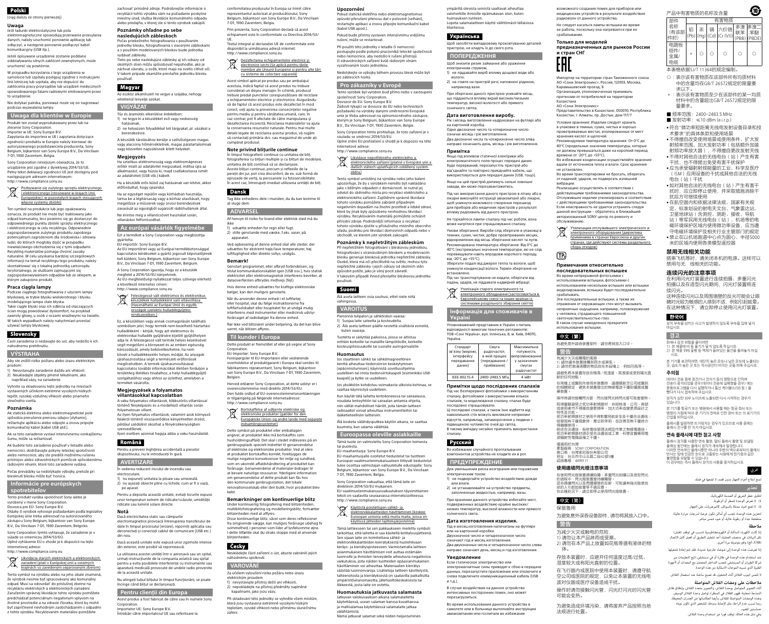## Polski

(ciąg dalszy ze strony pierwszej)

### Uwaga

Jeśli ładunki elektrostatyczne lub pola elektromagnetyczne spowodują przerwanie przesyłania danych, należy uruchomić ponownie aplikację lub odłączyć, a następnie ponownie podłączyć kabel komunikacyjny (USB itp.).

Jeżeli opisywane urządzenie zostanie poddane oddziaływaniu silnych zakłóceń zewnętrznych, może uruchomić się powtórnie.

W przypadku korzystania z tego urządzenia w samolocie lub szpitalu postępuj zgodnie z instrukcjami linii lotniczej lub szpitala, aby nie dopuścić do zakłócenia pracy przyrządów lub urządzeń medycznych spowodowanego falami radiowymi emitowanymi przez to urządzenie.

Nie dotykać palnika, ponieważ może się on nagrzewać podczas wyzwalania lampy.

### Uwaga dla klientów w Europie

Produkt ten został wyprodukowany przez lub na zlecenie Sony Corporation.
Importer w UE: Sony Europe B.V.
Zapytania do importera w UE i zapytania dotyczące zgodności produktu w Europie należy kierować do autoryzowanego przedstawiciela producenta, Sony Belgium, bijkantoor van Sony Europe B.V., Da Vincilaan 7-D1, 1930 Zaventem, Belgia.

Sony Corporation niniejszym oświadcza, że to urządzenie jest zgodne z dyrektywą 2014/53/UE. Pełny tekst deklaracji zgodności UE jest dostępny pod następującym adresem internetowym:
http://www.compliance.sony.eu

Pozbywanie się zużytego sprzętu elektrycznego i elektronicznego (stosowane w krajach Unii Europejskiej i w pozostałych krajach stosujących własne systemy zbiórki)

Ten symbol na produkcie lub jego opakowaniu oznacza, że produkt nie może być traktowany jako odpad komunalny, lecz powinno się go dostarczyć do odpowiedniego punktu zbiórki sprzętu elektrycznego i elektronicznego w celu recyklingu. Odpowiednie zagospodarowanie zużytego produktu zapobiega potencjalnym zagrożeniom dla środowiska i zdrowia ludzi, do których mogłoby dojść w przypadku niewłaściwego obchodzenia się z tymi odpadami. Recykling materiałów pomaga chronić zasoby naturalne. W celu uzyskania bardziej szczegółowych informacji na temat recyklingu tego produktu, należy skontaktować się z lokalną jednostką samorządu terytorialnego, ze służbami zajmującymi się zagospodarowywaniem odpadów lub ze sklepem, w którym zakupiono produkt.

### Praca ciągła lampy

Podczas ciągłego fotografowania z użyciem lampy błyskowej, w trybie błysku wielokrotnego i błysku modelującego lampa stale błyska.
Takie ciągłe błyski oraz ich odbicia od otaczających ścian mogą powodować dyskomfort, na przykład zawroty głowy, u osób z oczami wrażliwymi na światło. W takich przypadkach należy natychmiast przestać używać lampy błyskowej.

## Slovensky

Časti zariadenia si nedávajte do úst, aby nedošlo k ich náhodnému prehltnutiu.

### VÝSTRAHA

Aby ste znížili riziko požiaru alebo úrazu elektrickým prúdom:
1) Nevystavujte zariadenie dažďu ani vlhkosti.
2) Neukladajte objekty plnené tekutinami, ako napríklad vázy, na zariadenie.

Vyhnite sa skladovaniu tejto jednotky na miestach vystavených účinkom extrémne vysokých/nízkych teplôt, vysokej relatívnej vlhkosti alebo priameho slnečného svetla.

### Poznámka

Ak statická elektrina alebo elektromagnetické pole spôsobia prerušenie prenosu údajov (zlyhanie), reštartujte aplikáciu alebo odpojte a znova pripojte komunikačný kábel (kábel USB atď.).

Ak sa toto zariadenie vystaví intenzívnemu vonkajšiemu šumu, môže sa reštartovať.

Ak budete toto zariadenie používať v lietadle alebo nemocnici, dodržiavajte pokyny leteckej spoločnosti alebo nemocnice, aby ste predišli možnému rušeniu prístrojov alebo zdravotníckych pomôcok spôsobenému rádiovými vlnami, ktoré toto zariadenie vydáva.

Počas prevádzky sa nedotýkajte výbojky, pretože pri blesknutí blesku môže byť horúca.

### Informácie pre európskych spotrebiteľov

Tento produkt vyrába spoločnosť Sony alebo je vyrobený v mene Sony Corporation.
Dovozca pre EÚ: Sony Europe B.V.
Otázky k výrobku vyžadujúce podľa legislatívy Európskej únie treba adresovať na autorizovaného zástupcu Sony Belgium, bijkantoor van Sony Europe B.V., Da Vincilaan 7-D1, 1930 Zaventem, Belgicko.

Sony Corporation týmto vyhlasuje, že zariadenie je v súlade so smernicou 2014/53/EÚ.
Úplné vyhlásenie EÚ o zhode je k dispozícii na tejto internetovej adrese:
http://www.compliance.sony.eu

Likvidácia starých elektrických a elektronických zariadení (platí v Európskej únii a ostatných krajinách so zavedeným separovaným zberom)

Tento symbol na výrobku alebo na jeho obale znamená, že výrobok nesmie byť spracovávaný ako komunálny odpad. Musí sa odovzdať do príslušného zberne na recykláciu elektrických a elektronických zariadení. Zaručením správnej likvidácie tohto výrobku pomôžete predchádzať potenciálnym negatívnym vplyvom na životné prostredie a na zdravie človeka, ktoré by mohli byť zapríčinené nevhodným zaobchádzaním s odpadmi z tohto výrobku. Recyklovaním materiálov pomôžete zachovať prírodné zdroje. Podrobnejšie informácie o recyklácii tohto výrobku vám na požiadanie poskytne miestny úrad, služba likvidácie komunálneho odpadu alebo predajňa, v ktorej ste si tento výrobok zakúpili.

### Poznámky ohľadne po sebe nasledujúcich zábleskoch

Počas priebežného fotografovania s používaním jednotky blesku, fotografovania s viacerými zábleskami a s použitím modelovacích bleskov bude jednotka vydávať záblesky.
Tieto po sebe nasledujúce záblesky aj ich odrazy od okolitých stien môžu spôsobovať nepohodlie, ako je záchvat závratu, u osôb, ktoré majú na svetlo citlivé oči. V takom prípade okamžite prestaňte jednotku blesku používať.

## Magyar

Az eszköz alkatrészeit ne vegye a szájába, nehogy véletlenül lenyelje azokat.

### VIGYÁZAT

Tűz és áramütés elkerülése érdekében:
1) ne tegye ki a készüléket eső vagy nedvesség hatásának,
2) ne helyezzen folyadékkal teli tárgyakat, pl. vázákat a berendezésre.

A készülék tárolásához kerülje a szélsőségesen magas vagy alacsony hőmérsékletnek, magas páratartalomnak vagy közvetlen napsütésnek kitett helyeket.

### Megjegyzés

Ha sztatikus elektromosság vagy elektromágneses erőtér miatt az adatátvitel megszakad, indítsa újra az alkalmazást, vagy húzza ki, majd csatlakoztassa ismét az adatátviteli (USB stb.) kábelt.

Ha a készülék erős külső zaj hatásának van kitéve, akkor előfordulhat, hogy újraindul.

Ha az egységet repülőn vagy kórházban használja, tartsa be a légitársaság vagy a kórház utasításait, hogy megelőzze a műszerek vagy orvosi berendezések zavarását az egységből sugárzott rádióhullámok által.

Ne érintse meg a villanócsövet használat során, villanáskor felforrósodhat.

### Az európai vásárlók figyelmébe

Ezt a terméket a Sony Corporation vagy megbízottja gyártotta.
EU importőr: Sony Europe B.V.
Az EU importőrrel vagy az Európai termékbiztonsággal kapcsolatos kérdéseket a gyártó jogosult képviselőjének kell küldeni, Sony Belgium, bijkantoor van Sony Europe B.V., Da Vincilaan 7-D1, 1930 Zaventem, Belgium.

A Sony Corporation igazolja, hogy ez a készülék megfelel a 2014/53/EU irányelvnek.
Az EU-megfelelőségi nyilatkozat teljes szövege elérhető a következő internetes címen:
http://www.compliance.sony.eu

Feleslegessé vált elektromos és elektronikus készülékek hulladékként való eltávolítása. (Használható az Európai Unió és egyéb országok szelektív hulladékgyűjtési rendszereiben.)

Ez a, készüléken vagy annak csomagolásán található szimbólum jelzi, hogy termék nem kezelhető háztartási hulladékként – kérjük, hogy azt elektromos és elektronikai hulladék gyűjtésére kijelölt gyűjtőhelyen adja le. A feleslegessé vált termék helyes kezelésével segít megelőzni a környezet és az emberi egészség károsodását, amely bekövetkezhetne, ha nem követi a hulladékkezelés helyes módját. Az anyagok újrahasznosítása segít a természeti erőforrások megőrzésében. A termék újrahasznosításával kapcsolatos további információkat illetően forduljon a települési önkormányzathoz, a helyi hulladékgyűjtő szolgáltatóhoz vagy ahhoz az üzlethez, amelyben a terméket vásárolta.

### Megjegyzések a folyamatos villantásokkal kapcsolatban

A vaku folyamatos villantásait, többszörös villantással történő fényképezés és a modellező villantás során folyamatosan villant.
Az ilyen folyamatos villantások, valamint azok környező falakról történő visszaverődése kényelmetlen érzést, például szédülést okozhat a fényérzékenységben szenvedőknek.
Ilyen esetben azonnal hagyja abba a vaku használatát.

## Română

Pentru a preveni înghițirea accidentală a pieselor dispozitivului, nu le introduceți în gură.

### AVERTIZARE

În vederea reducerii riscului de incendiu sau electrocutare,
1) nu expuneți unitatea la ploaie sau umezeală.
2) nu așezați obiecte pline cu lichide, cum ar fi o vază, pe aparat.

Pentru a depozita această unitate, evitați locurile expuse unor temperaturi extreme de ridicate/scăzute, umidității ridicate sau luminii solare directe.

### Notă

Dacă electricitatea statică sau câmpurile electromagnetice provoacă întreruperea transferului de date în timpul procesului (eroare), reporniți aplicația sau deconectați și conectați cablul de comunicare (USB etc.) din nou.

Dacă această unitate este expusă unor zgomote intense din exterior, este posibil să repornească.

La utilizarea acestei unități într-o aeronavă sau un spital, urmați instrucțiunile de la compania aviatică sau spital pentru a evita posibilele interferențe cu instrumentele sau aparatura medicală provocate de undele radio provenite de la această unitate.

Nu atingeți tubul bliţului în timpul funcționării, se poate încinge când bliţul se declanșează.

### Pentru clienții din Europa

Acest produs a fost fabricat de către sau în numele Sony Corporation.
Importator UE: Sony Europe B.V.
Întrebări către importatorul UE sau referitoare la conformitatea produsului în Europa se trimit către reprezentantul autorizat al producătorului, Sony Belgium, bijkantoor van Sony Europe B.V., Da Vincilaan 7-D1, 1930 Zaventem, Belgia.

Prin prezenta, Sony Corporation declară că acest echipament este în conformitate cu Directiva 2014/53/UE.
Textul integral al declarației UE de conformitate este disponibil la următoarea adresă internet:
http://www.compliance.sony.eu

Dezafectarea echipamentelor electrice și electronice vechi (Se aplică pentru țările membre ale Uniunii Europene și pentru alte țări cu sisteme de colectare separată)

Acest simbol aplicat pe produs sau pe ambalajul acestuia, indică faptul că acest produs nu trebuie considerat un deșeu menajer. În schimb, produsul trebuie predat punctelor corespunzătoare de reciclare a echipamentelor electrice și electronice. Asigurându-vă de faptul că acest produs este dezafectat în mod corect, veți ajuta la prevenirea consecințelor negative asupra mediului și a sănătății umane, care, în caz contrar, pot fi afectate de către manipularea și dezafectarea incorectă. Reciclarea materialelor va ajuta la conservarea resurselor naturale. Pentru mai multe detalii legate de reciclarea acestui produs, vă rugăm să contactați primăria dvs. sau magazinul de unde ați cumpărat produsul.

### Note privind bliţurile continue

În timpul fotografierii continue cu unitatea de bliț, fotografierea cu bliţuri multiple și cu bliţuri de modelare, unitatea de bliț continuă să se declanșeze.
Aceste bliţuri continue, precum și reflexiile de la pereții din jur, pot crea disconfort, de ex. sub formă de episoade de vertij, la persoanele cu fotosensibilitate.
În acest caz, întrerupeți imediat utilizarea unității de bliț.

## Dansk

Tag ikke enhedens dele i munden, da du kan komme til at sluge dem.

### ADVARSEL

Af hensyn til risiko for brand eller elektrisk stød må du ikke
1) udsætte enheden for regn eller fugt.
2) stille genstande med væske, f.eks. vaser, på apparatet.

Ved opbevaring af denne enhed skal alle steder, der udsættes for ekstremt høje/lave temperaturer, høj luftfugtighed eller direkte sollys, undgås.

### Bemærk!

Genstart programmet, eller afbryd forbindelsen, og tilslut kommunikationskablet igen (USB osv.), hvis statisk elektricitet eller elektromagnetisk interferens bevirker, at dataoverførslen afbrydes midtvejs (fejl).

Hvis denne enhed udsættes for kraftige elektroniske bølger, kan den muligvis genstarte.

Når du anvender denne enhed i et luftfartøj eller hospital, skal du følge instruktionerne fra luftfartsselskabet eller hospitalet for at undgå mulig interferens med instrumenter eller medicinsk udstyr forårsaget af radiobølger fra denne enhed.

Rør ikke ved blitzrøret under betjening, da det kan blive varmt, når blitzen affyres.

### Til kunder i Europa

Dette produkt er fremstillet af eller på vegne af Sony Corporation.
EU-importør: Sony Europe B.V.
Forespørgsler til EU-importøren eller vedrørende overholdelse af produktgaranti i Europa skal sendes til fabrikantens repræsentant, Sony Belgium, bijkantoor van Sony Europe B.V., Da Vincilaan 7-D1, 1930 Zaventem, Belgien.

Herved erklærer Sony Corporation, at dette udstyr er i overensstemmelse med direktiv 2014/53/EU.
Den fulde ordlyd af EU-overensstemmelseserklæringen er tilgængelig på følgende internetadresse:
http://www.compliance.sony.eu

Bortskaffelse af udtjente elektriske og elektroniske produkter (gælder for den Europæiske Union og andre lande med separate indsamlingssystemer)

Dette symbol på produktet eller emballagen angiver, at produktet ikke må behandles som husholdningsaffald. Det skal i stedet indleveres på en genbrugsplads specielt indrettet til genanvendelse af elektriske og elektroniske produkter. Ved at sikre at produktet bortskaffes korrekt, forebygges de mulige negative konsekvenser for miljø og sundhed, som en ukorrekt affaldshåndtering af produktet kan forårsage. Genanvendelse af materialer bidrager til at bevare naturlige ressourcer. Yderligere information om genanvendelse af dette produkt kan fås hos den kommunale genbrugsstation, det lokale renovationsselskab eller den butik, hvor produktet blev købt.

### Bemærkninger om kontinuerlige blitz

Under kontinuerlig fotografering med blitzenheden, multiblitzfotografering og modelleringsblitz, fortsætter blitzenheden med at affyres.
Disse kontinuerlige blitz, såvel som deres refleksioner fra omgivende vægge, kan muligvis forårsage ubehag fx svimmelhed, i personer som lider af lysfølsomme øjne. I dette tilfælde skal du straks stoppe med at anvende blitzenheden.

## Česky

Nevkládejte části zařízení do úst, abyste zabránili jejich náhodnému spolknutí.

### VAROVÁNÍ

Za účelem vyloučení rizika požáru nebo úrazu elektrickým proudem
1) nevystavujte přístroj dešti ani vlhkosti,
2) nepokládejte na přístroj předměty naplněné kapalinami, jako jsou vázy.

Při skladování této jednotky se vyhněte všem místům, která jsou vystavena extrémně vysokým/nízkým teplotám, vysoké vlhkosti nebo přímému slunečnímu záření.

### Upozornění

Pokud statická elektřina nebo elektromagnetismus způsobí přerušení přenosu dat v polovině (selhání), restartujte aplikaci a znovu připojte komunikační kabel (kabel USB apod.).

Pokud bude přístroj vystaven intenzivnímu vnějšímu rušení, může se restartovat.

Při použití této jednotky v letadle či nemocnici postupujte podle pokynů pracovníků letecké společnosti nebo nemocnice, aby nedošlo k rušení přístrojů či zdravotnických zařízení kvůli rádiovým vlnám vyzařovaným touto jednotkou.

Nedotýkejte se výbojky během provozu blesk může být po záblescích horký.

### Pro zákazníky v Evropě

Tento výrobek byl vyroben buď přímo nebo v zastoupení společností Sony Corporation.
Dovozce do EU: Sony Europe B.V.
Žádosti týkající se dovozce do EU nebo technických požadavků na výrobky danými směrnicemi Evropské unie je třeba adresovat na zplnomocněného zástupce, kterým je Sony Belgium, bijkantoor van Sony Europe B.V., Da Vincilaan 7-D1, 1930 Zaventem, Belgie.

Sony Corporation tímto prohlašuje, že toto zařízení je v souladu se směrnicí 2014/53/EU.
Úplné znění EU prohlášení o shodě je k dispozici na této internetové adrese:
http://www.compliance.sony.eu

Likvidace nepotřebného elektrického a elektronického zařízení (platné v Evropské unii a dalších státech uplatňujících oddělený systém sběru)

Tento symbol umístěný na výrobku nebo jeho balení upozorňuje, že by s výrobkem nemělo být nakládáno jako s běžným odpadem z domácnosti. Je nutné jej odvézt do sběrného místa pro recyklaci elektrického a elektronického zařízení. Zajištěním správné likvidace tohoto výrobku pomůžete zabránit případným negativním dopadům na životní prostředí a lidské zdraví, které by jinak byly způsobeny nevhodnou likvidací výrobku. Recyklováním materiálů pomůžete chránit přírodní zdroje. Podrobnější informace o recyklaci tohoto výrobku zjistíte u příslušného místního obecního úřadu, podniku pro likvidaci domovních odpadů nebo v obchodě, ve kterém jste výrobek zakoupili.

### Poznámky k nepřetržitým zábleskům

Při nepřetržitém fotografování s bleskovou jednotkou, fotografování s vícenásobným bleskem a modelovacím bleskem pokračuje blesková jednotka nepřetržité záblesky.
Osobě, která má oči přecitlivělé na světlo, mohou tyto nepřetržité záblesky i jejich odrazy od okolních stěn způsobit potíže, jako je silný pocit závratě.
V takovém případě ihned přestaňte bleskovou jednotku používat.

## Suomi

Älä aseta laitteen osia suuhusi, ettet niele niitä vahingossa.

### VAROITUS

Pienennä tulipalon ja sähköiskun vaaraa:
1) Suojaa laite sateelta ja kosteudelta.
2) Älä aseta laitteen päälle nestettä sisältäviä esineitä, kuten vaaseja.

Tuotetta ei säilyttää paikoissa, joissa se altistuu erittäin korkeille tai matalille lämpötiloille, korkealle kosteuspitoisuudelle tai suoralle auringonvalolle.

### Huomautus

Jos staattinen sähkö tai sähkömagneettinen kenttä aiheuttaa tiedonsiirron keskeytymisen (epäonnistumisen), käynnistä sovellusohjelma uudelleen tai irrota tiedonsiirtokaapeli (esimerkiksi USB-kaapeli) ja kytke se uudelleen.

Jos yksikköön kohdistuu voimakasta ulkoista kohinaa, se saattaa käynnistyä uudelleen.

Kun käytät tätä laitetta lentokoneessa tai sairaalassa, noudata lentoyhtiön tai sairaalan antamia ohjeita, niin vältät mahdolliset häiriöt, joita tämän laitteen radioaallot voivat aiheuttaa instrumenteihin tai lääketieteellisiin laitteisiin.

Älä kosketa välähdysputkea käytön aikana, se saattaa kuumeta, kun salama välähtää.

### Euroopassa oleville asiakkaille

Tämä tuote on valmistettu Sony Corporation toimesta tai puolesta.
EU-maahantuoja: Sony Europe B.V.
EU-maahantuojalle osoitetut tiedustelut tai tuotteen Euroopan vaatimustenmukaisuuteen liittyvät tiedustelut tulee osoittaa valmistajan valtuutetulle edustajalle: Sony Belgium, bijkantoor van Sony Europe B.V., Da Vincilaan 7-D1, 1930 Zaventem, Belgia.

Sony Corporation vakuuttaa, että tämä laite on direktiivin 2014/53/EU mukainen.
EU-vaatimustenmukaisuusvakuutuksen täysimittainen teksti on saatavilla seuraavassa internetosoitteessa:
http://www.compliance.sony.eu

Käytöstä poistettujen sähkö- ja elektroniikkalaitteiden hävittäminen (koskee Euroopan unionia sekä muita maita, joissa on käytössä jätteiden lajittelujärjestelmä)

Tämä laitteeseen tai sen pakkaukseen merkitty symboli tarkoittaa, että laitetta ei saa käsitellä kotitalousjätteenä. Sen sijaan laite on toimitettava sähkö- ja elektroniikkalaitteiden kierrätyksestä huolehtivaan keräys- ja kierrätyspisteeseen. Varmistamalla laitteen asianmukaisen hävittämisen voit auttaa estämään luonnolle ja ihmisten terveydelle aiheutuvia negatiivisia vaikutuksia, joita näiden tuotteiden epäasianmukainen hävittäminen voi aiheuttaa. Materiaalien kierrätys säästää luonnonvaroja. Lisätietoja laitteen käsittelystä, talteenotosta ja kierrätyksestä on saatavilla paikallisilta ympäristöviranomaisilta, jätehuoltokeskuksesta tai liikkeestä, josta laite on ostettu.

### Huomautuksia jatkuvasta salamasta

Jatkuvan valokuvauksen aikana salamalaitetta käytettäessä, usean salaman kanssa kuvattaessa ja mallisalamaa käytettäessä salamalaite jatkaa välähtämistä.
Nämä jatkuvat salamat sekä niiden heijastuminen ympärillä olevista seinistä saattavat aiheuttaa valoherkille ihmisille epämukavan olon, kuten huimauksen tunteen.
Lopeta salamalaitteen käyttö välittömästi tällaisissa tilanteissa.

## Українська

Щоб запобігти випадковому проковтуванню деталей пристрою, не кладіть їх до свого рота.

### ПОПЕРЕДЖЕННЯ

Щоб знизити ризик займання або ураження електричним струмом,
1) не піддавайте виріб впливу дощової води або вологи;
2) на ставте на пристрій речі, наповнені рідиною, наприклад вази.

При зберіганні даного пристрою уникайте місць, що піддаються впливу вкрай високих/низьких температур, високої вологості або прямого сонячного світла.

### Дата виготовлення виробу.

Рік і місяць виготовлення надруковані на футлярі або на картонній коробці.
Одне двозначне число та чотиризначне число означає місяць і рік виготовлення.
Два двозначні числа та чотиризначне число зліва направо означають день, місяць і рік виготовлення.

### Примітка

Якщо під впливом статичної електрики або електромагнітного поля процес передачі даних буде перерваний, перезапустіть пристрій або від'єднайте та повторно підключіть кабель, що використовується для передачі даних (USB, тощо).

Якщо на цей пристрій діятимуть сильні зовнішні завади, він може перезавантажитись.

Під час використання даного пристрою в літаку або в лікарні виконуйте інструкції авіакомпанії або лікарні, щоб уникнути можливого створення перешкод для приборів або медичних пристроїв у результаті впливу радіохвиль від даного пристрою.

Не торкайтеся лампи-спалаху під час роботи, вона може нагрітися при спрацьовуванні спалаху.

Умови зберігання: Вироби слід зберігати в упаковці в темних, сухих, чистих, добре провітрюваних місцях, віддалених від місць зберігання кислот та лугів. Рекомендована температура зберігання: Від 0°C до 40°C (екстремальні значення температури, які не слід перевищувати навіть упродовж короткого періоду, від –20°C до +55°C).
Зберігати подалі від джерел тепла та вологи, щоб уникнути конденсації вологи. Термін зберігання не встановлено.
Під час транспортування не кидати, оберігати від падінь, ударів, не піддавати надмірній вібрації.

Утилізація старого електричного та електронного обладнання (застосовується в Європейському союзі та інших країнах із системами роздільного збирання сміття)

### Інформація для споживачів в Україні

Уповноважений представник в Україні з питань відповідності вимогам технічних регламентів: ТОВ «Соні Україна», вул. Іллінська, 8, м. Київ, 04070, Україна.

| Стандарт зв'язку (мережі, інтерфейсу передавання даних) | Смуга радіочастот, в якій працює (передавання / приймання) | Максимальна потужність випромінювання у зазначених смугах радіочастот |
| --- | --- | --- |
| IEEE 802.15.4 | 2400–2483,5 МГц | 4 мВт |

### Примітки щодо послідовних спалахів

Під час безперервної фотозйомки з використанням спалаху, фотозйомки з використанням кількох спалахів, та моделювання спалаху, спалах буде послідовно спрацьовувати.
Ці послідовні спалахи, а також їхні відбиття від навколишніх стін можуть викликати неприємні відчуття, наприклад, запаморочення у людини з підвищеною чутливістю очей до світла.
В такому випадку негайно припиніть використання спалаху.

## Русский

Во избежание случайного проглатывания компонентов устройства не кладите их в рот.

### ПРЕДУПРЕЖДЕНИЕ

Для уменьшения риска возгорания или поражения электрическим током:
1) не подвергайте устройство воздействию дождя или влаги.
2) не устанавливайте на устройство предметы, заполненные жидкостью, например, вазы.

При хранении данного устройства избегайте мест, подверженных воздействию крайне высоких/низких температур, высокой влажности или прямого солнечного света.

### Дата изготовления изделия.

Год и месяц изготовления напечатаны на футляре или на картонной коробке.
Двухзначное число и четырехзначное число означают год и месяц изготовления.
Два двухзначных числа и четырехзначное число слева направо означают день, месяц и год изготовления.

### Уведомление

Если статическое электричество или электромагнитные силы приводят к сбою в передаче данных, перезапустите приложение или отключите и снова подключите коммуникационный кабель (USB и т.д.).

В случае воздействия на данное устройство интенсивных посторонних помех, оно может перезагрузиться.

Во время использования данного устройства в самолете или в больнице выполняйте инструкции авиакомпании или госпиталя во избежание возможного создания помех для приборов или медицинских устройств в результате воздействия радиоволн от данного устройства.

Не следует касаться лампы-вспышки во время ее работы, поскольку она нагревается при ее срабатывании.

### Только для моделей предназначенных для рынков России и стран СНГ

EAC

Импортер на территории стран Таможенного союза АО «Сони Электроникс», Россия, 123103, Москва, Карамышевский проезд, 6
Организация, уполномоченная принимать претензии от потребителей на территории Казахстана
АО «Сони Электроникс»
Представительство в Казахстане, 050010, Республика Казахстан, г. Алматы, пр. Достык, дом 117/7
Условия хранения: Изделия следует хранить в упаковке в темных, сухих, чистых и хорошо проветриваемых местах, изолированных от мест хранения кислот и щелочей.
Рекомендуемая температура хранения: От 0°C до 40°C (предельные значения температуры, которые не должны превышаться даже на короткий период времени от –20°C до +55°C).
Во избежание конденсации осуществляйте хранение вдали от источников тепла и влаги. Срок хранения не установлен.
Во время транспортировки не бросать, оберегать от падений, ударов, не подвергать излишней вибрации.
Реализацию осуществлять в соответствии с действующими требованиями законодательства.
Отслужившее изделие утилизировать в соответствии с действующими требованиями законодательства. Если неисправность не удается устранить следуя данной инструкции – обратитесь к ближайший авторизованный SONY центр по ремонту и обслуживанию.

Утилизация отслужившего электрического и электронного оборудования (директива применима в странах Евросоюза и других странах, где действуют системы раздельного сбора отходов)

TP

### Примечания относительно последовательных вспышек

Во время непрерывной фотосъемки с использованием вспышки, фотосъемки с использованием нескольких вспышек или вспышки моделирования, вспышка будет последовательно срабатывать.
Эти последовательные вспышки, а также их отражения от окружающих стен могут вызывать неприятные ощущения, например, головокружение у человека, страдающего повышенной светочувствительностью глаз.
В таком случае немедленно прекратите использование вспышки.

## 中文（繁）

為避免意外誤吞請勿將部件放入口中。

### 警告

為減少火災或觸電的風險，
1) 請勿使本裝置暴露於雨水或濕氣。
2) 請勿將裝有液體的物品如花瓶放在本設備上。

請避免將本裝置存放在極高/低溫度、高濕度或陽光直射的位置。

在飛機上或醫院內使用本裝置時，請遵照航空公司或醫院的相關規定，避免本裝置發出的無線電波干擾儀器或醫療設備的正常使用。

操作期間請勿觸摸閃光管，閃光管在閃光時可能會變熱。

取得審驗證明之低功率射頻器材，非經核准，公司、商號或使用者均不得擅自變更頻率、加大功率或變更原設計之特性及功能。
低功率射頻器材之使用不得影響飛航安全及干擾合法通信；經發現有干擾現象時，應立即停用，並改善至無干擾時方得繼續使用。
前述合法通信，指依電信管理法規定作業之無線電通信。
低功率射頻器材須忍受合法通信或工業、科學及醫療用電波輻射性電機設備之干擾。

僅適用於台灣
製造商：SONY CORPORATION
進口商：台灣索尼股份有限公司
地址：台北市中山北路二段42號5樓
諮詢專線：4499111

### 使用連續閃光燈注意事項

在使用閃光燈裝置連續拍攝、多重閃光拍攝以及造型閃光拍攝時，閃光燈裝置會持續閃光。
這些連續閃光以及周圍牆壁的反射，可能讓有強光敏感症狀的人引起頭暈等不適反應。
在這種情況下，請立即停止使用閃光燈裝置。

## 中文（简）

保留备用

为避免意外误吞请勿将部件放入口中。

### 警告

为减少火灾或触电的危险，
1) 请勿使本产品淋到雨或受潮。
2) 请勿在本产品上放置如花瓶等盛有液体的物体。

存放本装置时，应避开任何温度过高/过低、湿度较大或有阳光直射的位置。

在飞行器内或医院中使用本装置时，请遵守航空公司或医院的规定，以免让本装置的无线电波对仪器或医疗设备造成干扰。

操作时请勿接触闪光管，闪光灯闪光时闪光管可能会变热。

为避免造成环境污染，请将废弃产品按照当地法规进行处理。

产品中有害物质的名称及含量

| 部件名称 | 有害物质 | | | | | |
| --- | --- | --- | --- | --- | --- | --- |
| | 铅 (Pb) | 汞 (Hg) | 镉 (Cd) | 六价铬 (Cr (VI)) | 多溴联苯 (PBB) | 多溴二苯醚 (PBDE) |
| 电路板组件/金属/电缆 | × | ○ | ○ | ○ | ○ | ○ |

本表格依据SJ/T 11364的规定编制。
○：表示该有害物质在该部件所有均质材料中的含量均在GB/T 26572规定的限量要求以下。
×：表示该有害物质至少在该部件的某一均质材料中的含量超出GB/T 26572规定的限量要求。

■ 频率范围：2400–2483.5 MHz
■ 发射功率：≤10 dBm (e.i.r.p.)

- 符合"微功率短距离无线电发射设备目录和技术要求"的具体条款和使用场景
- 不得擅自改变使用场景或使用条件、扩大发射频率范围、加大发射功率（包括额外加装射频功率放大器），不得擅自更改发射天线
- 不得对其他合法的无线电台（站）产生有害干扰，也不得提出免受有害干扰保护
- 应当承受辐射射频能量的工业、科学及医疗（ISM）应用设备的干扰或其他合法的无线电台（站）干扰
- 如对其他合法的无线电台（站）产生有害干扰时，应立即停止使用，并采取措施消除干扰后方可继续使用
- 在航空器内和依据法律法规、国家有关规定、标准划设的射电天文台、气象雷达站、卫星地球站（含测控、测距、接收、导航站）等军民用无线电台（站）、机场等的电磁环境保护区域内使用微功率设备，应当遵守电磁环境保护及相关行业主管部门的规定
- 禁止在以机场跑道中心点为圆心、半径5000米的区域内使用各类模型遥控器

### 禁用无线相关功能

搭乘飞机等时，请关闭本机的电源。这样可以禁用与无线相关的功能。

### 连续闪光的注意事项

在利用闪光灯装置进行连续拍摄、多重闪光拍摄以及在造型闪光期间，闪光灯装置将连续闪光。
这种连续闪光以及周围墙壁的反光可能会让眼睛对光敏感的人感到不适，例如引起头晕。在这种情况下，请立即停止使用闪光灯装置。

## 한국어

장치 부속품을 삼키는 사고가 발생하지 않도록 부속품을 입에 넣지 마십시오.

### 경고

화재나 감전 위험을 줄이려면
1) 본 제품에 비 등 물기가 닿지 않도록 하십시오.
2) 본 제품 위에 꽃병 등 액체가 들어있는 물건을 올려놓지 마십시오.

본 기기를 보관하려면, 극단적 저온/고온, 습도가 높은 곳, 직사광선에 노출되는 곳은 피해 주십시오.

### 주의점

데이터 전송 중에 정전기나 전자기 등의 영향으로 인하여 전송이 중지되었을 경우(데이터 전송에 실패했을 경우) 애플리케이션을 다시 실행하거나 통신 케이블(USB 등)을 뺐다가 다시 연결하십시오.

강한 외부 잡음에 노출되면 이 장치가 다시 시작될 수 있습니다.

본 기기를 항공기 또는 병원에서 사용할 경우 해당 항공사 또는 병원의 지침에 따라 본 기기에서 나오는 전파로 인한 장비 또는 의료기기의 간섭을 예방하십시오.

플래시를 발광하는 동안 뜨거워질 수 있으므로 사용 중에는 플래시 튜브를 만지지 마십시오.

### 연속 플래시에 대한 참고 사항

플래시 장치를 사용한 연속 촬영, 멀티 플래시 촬영 및 모델링 플래시 동안에는 플래시 장치가 계속해서 발광됩니다.
이러한 연속적인 플래시뿐만 아니라 주변의 벽으로부터의 플래시 반사는 빛에 민감한 눈으로 고통받는 사람에게 현기증과 같은 불편함을 유발할 수 있습니다.
이 경우에는 즉시 플래시 장치의 사용을 중지하십시오.

## عربي

لمنع ابتلاع أجزاء الجهاز بدون قصد، لا تضعها في فمك.

### تحذير

لتقليل خطر الحريق أو الصدمة الكهربائية،
1) لا تعرض الوحدة للمطر أو الرطوبة.
2) لا تضع أشياء مملوءة بالسوائل، كالمزهريات، على الجهاز.

لتخزين هذه الوحدة، تجنب أي أماكن تكون عرضة لدرجات حرارة عالية/منخفضة جداً أو رطوبة عالية أو ضوء شمس مباشر.

### ملاحظة

إذا كانت الكهرباء الساكنة أو الكهرومغناطيسية تتسبب في توقف (فشل) نقل البيانات في منتصف العملية، أعد تشغيل التطبيق أو افصل كابل الاتصال (USB، إلخ) وقم بتوصيله مرة أخرى.

إذا تعرضت هذه الوحدة إلى ضوضاء خارجية شديدة، فقد تتم إعادة تشغيلها.

عند استخدام هذه الوحدة في طائرة أو في مستشفى، اتبع التعليمات من شركة الطيران أو المستشفى لتجنب التداخل المحتمل مع المعدات أو الأجهزة الطبية الذي تسببه الموجات اللاسلكية من هذه الوحدة.

لا تلمس أنبوب الفلاش أثناء التشغيل، فقد تصبح ساخنة عند إطلاق الفلاش.

### ملاحظات على ومضات الفلاش المتواصلة

أثناء التصوير المتواصل باستخدام وحدة الفلاش، والتصوير متعدد الفلاش، وفلاش النمذجة، تستمر وحدة الفلاش في إطلاق الضوء.
هذه الومضات المتواصلة، وكذلك انعكاساتها من الجدران المحيطة، ربما تسبب عدم الراحة، مثل الإصابة بنوبة دوار، للأشخاص الذين يعانون من حساسية العينين للضوء.
وفي مثل هذه الحالة، توقف فوراً عن استخدام وحدة الفلاش.